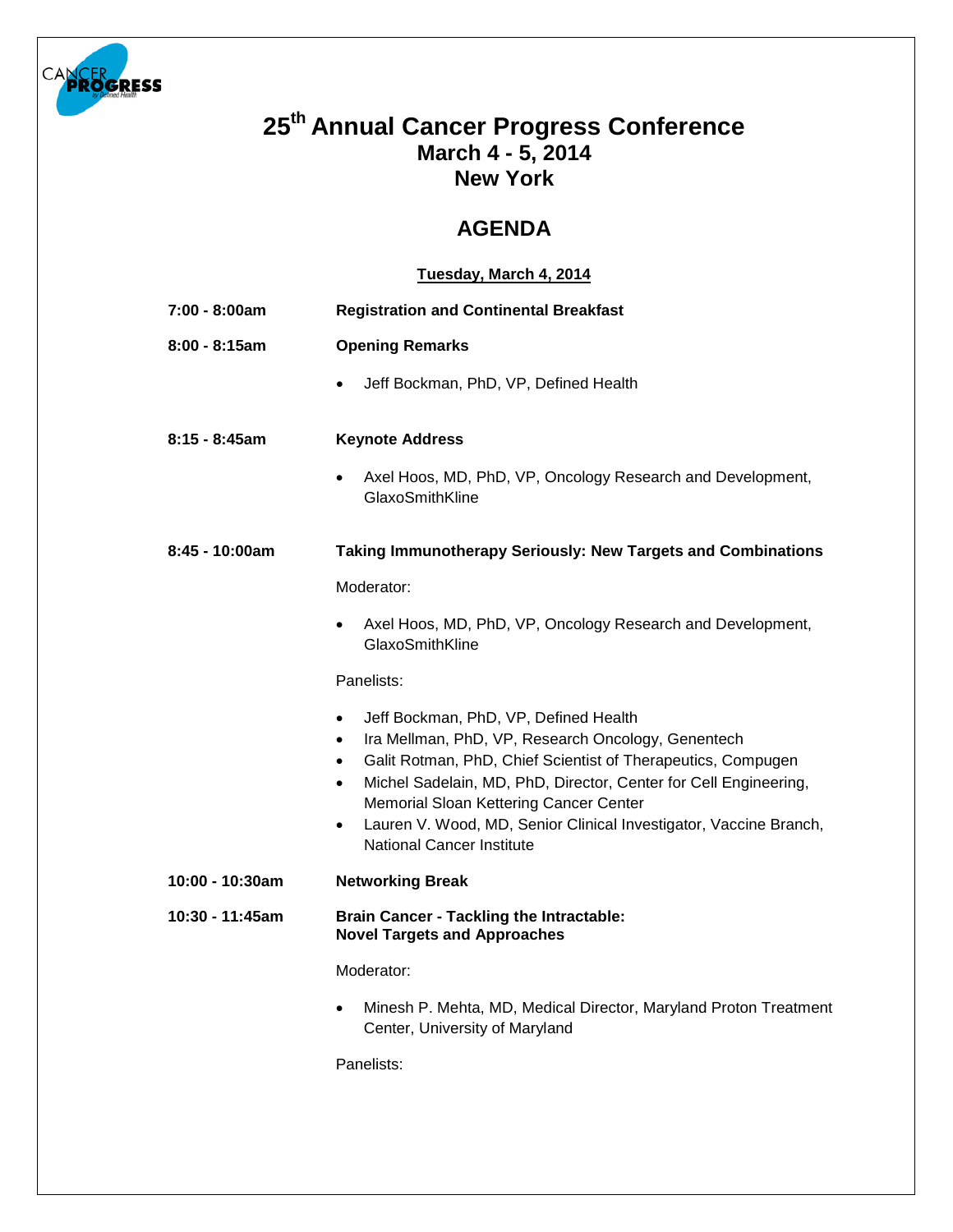# 25th Annual Cancer Progress Conference

## March 4 - 5, 2014

## New York

## AGENDA

**Tuesday, March 4, 2014**

**7:00 - 8:00am** — **Registration and Continental Breakfast**

**8:00 - 8:15am** — **Opening Remarks**

- Jeff Bockman, PhD, VP, Defined Health

**8:15 - 8:45am** — **Keynote Address**

- Axel Hoos, MD, PhD, VP, Oncology Research and Development, GlaxoSmithKline

**8:45 - 10:00am** — **Taking Immunotherapy Seriously: New Targets and Combinations**

Moderator:

- Axel Hoos, MD, PhD, VP, Oncology Research and Development, GlaxoSmithKline

Panelists:

- Jeff Bockman, PhD, VP, Defined Health
- Ira Mellman, PhD, VP, Research Oncology, Genentech
- Galit Rotman, PhD, Chief Scientist of Therapeutics, Compugen
- Michel Sadelain, MD, PhD, Director, Center for Cell Engineering, Memorial Sloan Kettering Cancer Center
- Lauren V. Wood, MD, Senior Clinical Investigator, Vaccine Branch, National Cancer Institute

**10:00 - 10:30am** — **Networking Break**

**10:30 - 11:45am** — **Brain Cancer - Tackling the Intractable: Novel Targets and Approaches**

Moderator:

- Minesh P. Mehta, MD, Medical Director, Maryland Proton Treatment Center, University of Maryland

Panelists: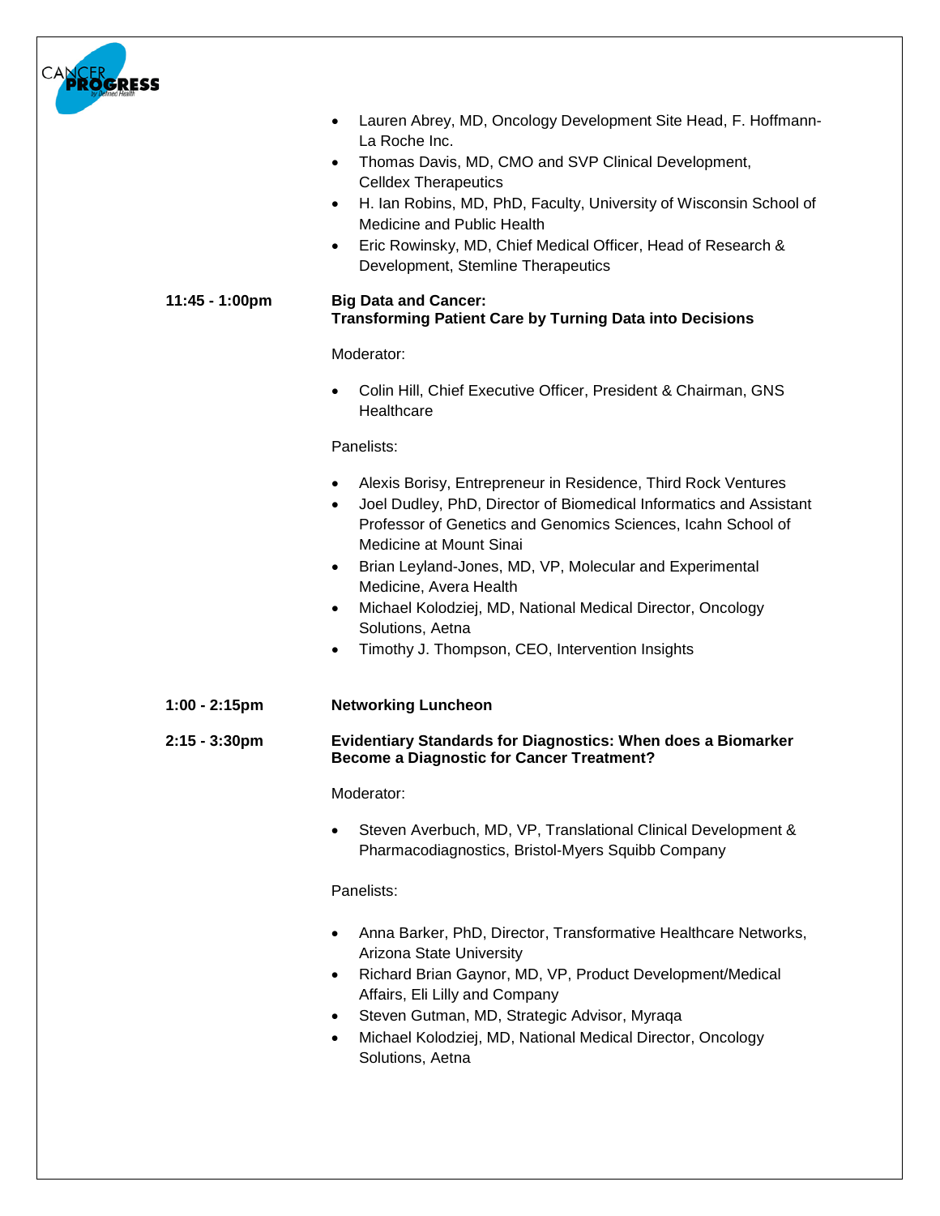- Lauren Abrey, MD, Oncology Development Site Head, F. Hoffmann-La Roche Inc.
- Thomas Davis, MD, CMO and SVP Clinical Development, Celldex Therapeutics
- H. Ian Robins, MD, PhD, Faculty, University of Wisconsin School of Medicine and Public Health
- Eric Rowinsky, MD, Chief Medical Officer, Head of Research & Development, Stemline Therapeutics

**11:45 - 1:00pm** **Big Data and Cancer: Transforming Patient Care by Turning Data into Decisions**

Moderator:

- Colin Hill, Chief Executive Officer, President & Chairman, GNS Healthcare

Panelists:

- Alexis Borisy, Entrepreneur in Residence, Third Rock Ventures
- Joel Dudley, PhD, Director of Biomedical Informatics and Assistant Professor of Genetics and Genomics Sciences, Icahn School of Medicine at Mount Sinai
- Brian Leyland-Jones, MD, VP, Molecular and Experimental Medicine, Avera Health
- Michael Kolodziej, MD, National Medical Director, Oncology Solutions, Aetna
- Timothy J. Thompson, CEO, Intervention Insights

**1:00 - 2:15pm** **Networking Luncheon**

**2:15 - 3:30pm** **Evidentiary Standards for Diagnostics: When does a Biomarker Become a Diagnostic for Cancer Treatment?**

Moderator:

- Steven Averbuch, MD, VP, Translational Clinical Development & Pharmacodiagnostics, Bristol-Myers Squibb Company

Panelists:

- Anna Barker, PhD, Director, Transformative Healthcare Networks, Arizona State University
- Richard Brian Gaynor, MD, VP, Product Development/Medical Affairs, Eli Lilly and Company
- Steven Gutman, MD, Strategic Advisor, Myraqa
- Michael Kolodziej, MD, National Medical Director, Oncology Solutions, Aetna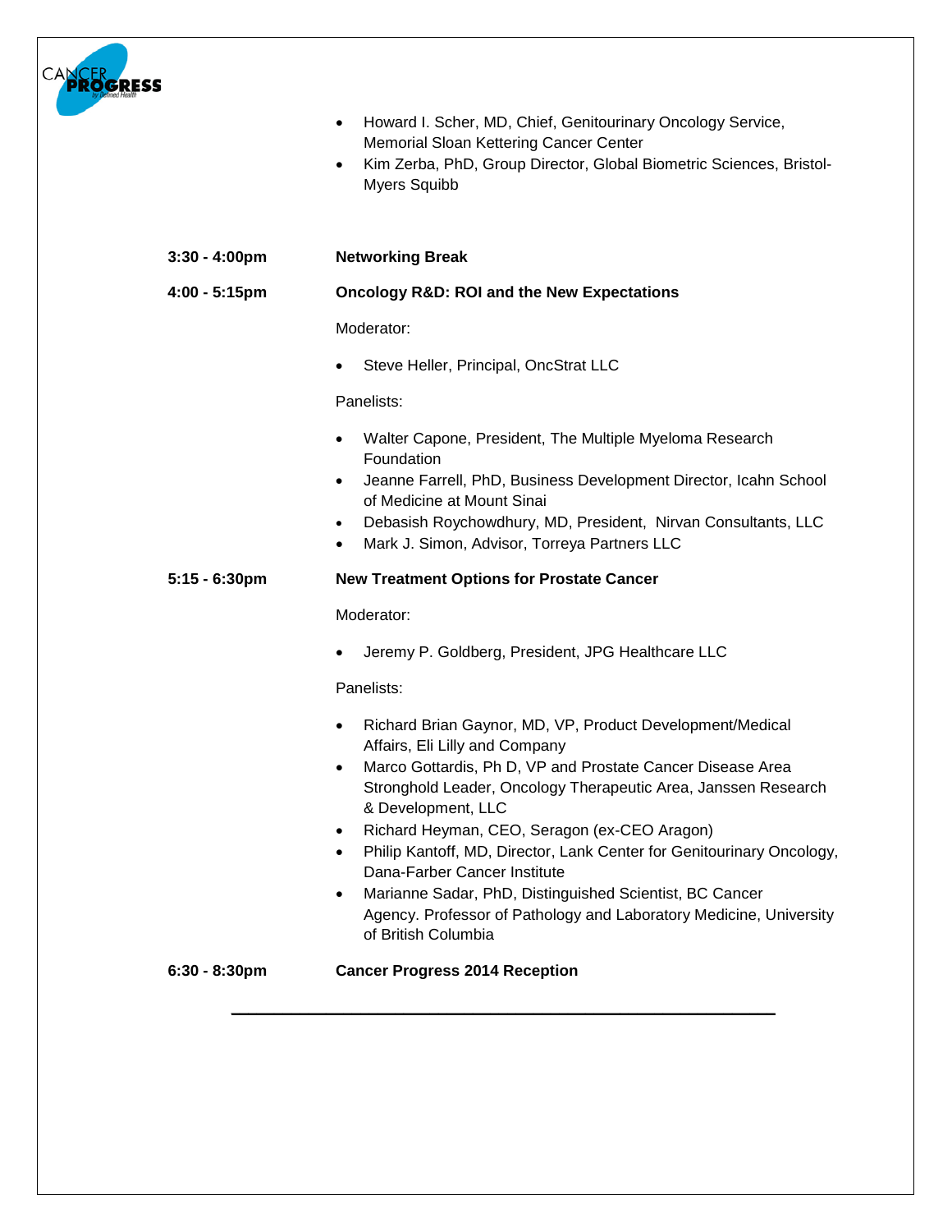- Howard I. Scher, MD, Chief, Genitourinary Oncology Service, Memorial Sloan Kettering Cancer Center
- Kim Zerba, PhD, Group Director, Global Biometric Sciences, Bristol-Myers Squibb

**3:30 - 4:00pm** **Networking Break**

**4:00 - 5:15pm** **Oncology R&D: ROI and the New Expectations**

Moderator:

- Steve Heller, Principal, OncStrat LLC

Panelists:

- Walter Capone, President, The Multiple Myeloma Research Foundation
- Jeanne Farrell, PhD, Business Development Director, Icahn School of Medicine at Mount Sinai
- Debasish Roychowdhury, MD, President, Nirvan Consultants, LLC
- Mark J. Simon, Advisor, Torreya Partners LLC

**5:15 - 6:30pm** **New Treatment Options for Prostate Cancer**

Moderator:

- Jeremy P. Goldberg, President, JPG Healthcare LLC

Panelists:

- Richard Brian Gaynor, MD, VP, Product Development/Medical Affairs, Eli Lilly and Company
- Marco Gottardis, Ph D, VP and Prostate Cancer Disease Area Stronghold Leader, Oncology Therapeutic Area, Janssen Research & Development, LLC
- Richard Heyman, CEO, Seragon (ex-CEO Aragon)
- Philip Kantoff, MD, Director, Lank Center for Genitourinary Oncology, Dana-Farber Cancer Institute
- Marianne Sadar, PhD, Distinguished Scientist, BC Cancer Agency. Professor of Pathology and Laboratory Medicine, University of British Columbia

**6:30 - 8:30pm** **Cancer Progress 2014 Reception**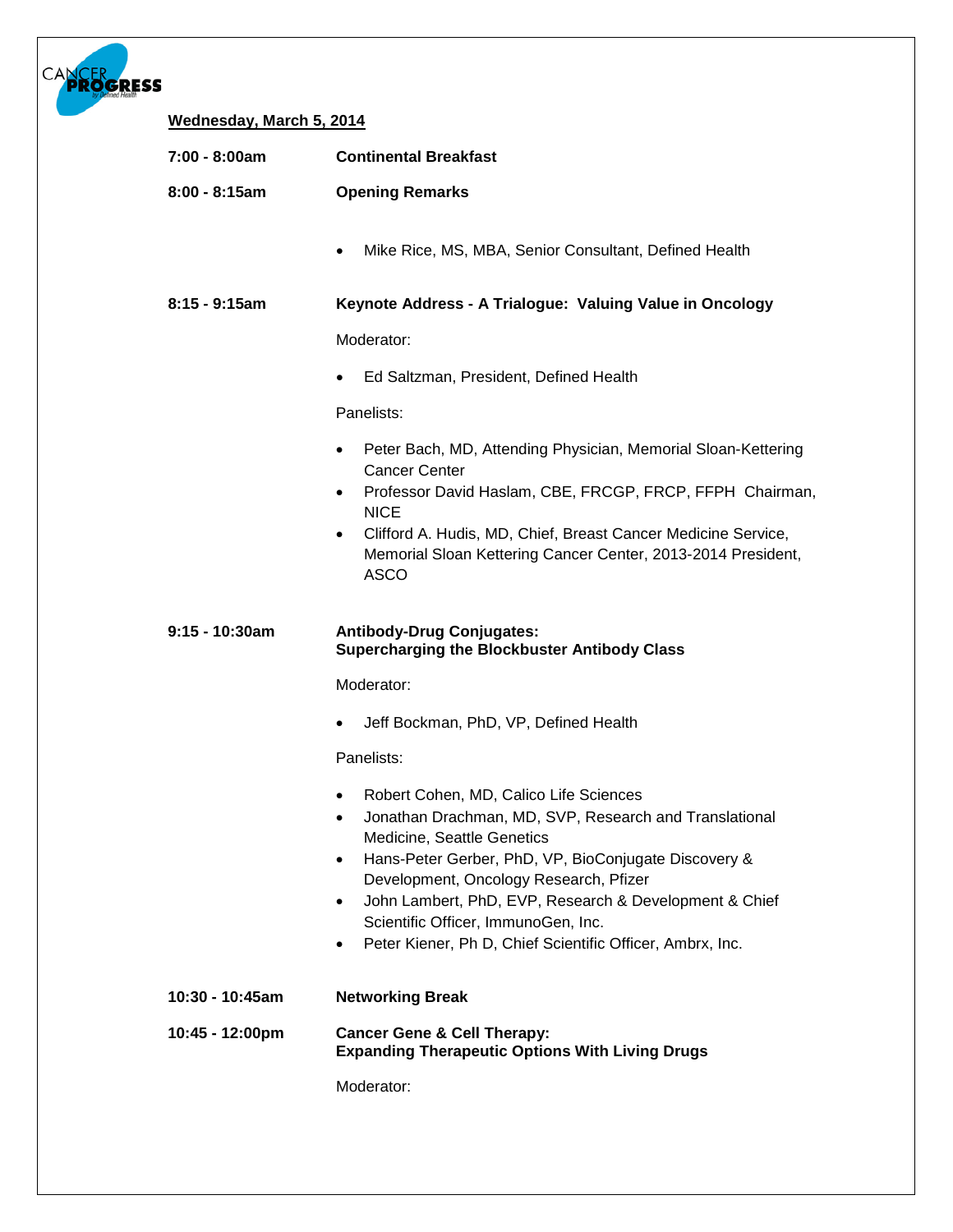**Wednesday, March 5, 2014**

**7:00 - 8:00am** **Continental Breakfast**

**8:00 - 8:15am** **Opening Remarks**

- Mike Rice, MS, MBA, Senior Consultant, Defined Health

**8:15 - 9:15am** **Keynote Address - A Trialogue: Valuing Value in Oncology**

Moderator:

- Ed Saltzman, President, Defined Health

Panelists:

- Peter Bach, MD, Attending Physician, Memorial Sloan-Kettering Cancer Center
- Professor David Haslam, CBE, FRCGP, FRCP, FFPH Chairman, NICE
- Clifford A. Hudis, MD, Chief, Breast Cancer Medicine Service, Memorial Sloan Kettering Cancer Center, 2013-2014 President, ASCO

**9:15 - 10:30am** **Antibody-Drug Conjugates: Supercharging the Blockbuster Antibody Class**

Moderator:

- Jeff Bockman, PhD, VP, Defined Health

Panelists:

- Robert Cohen, MD, Calico Life Sciences
- Jonathan Drachman, MD, SVP, Research and Translational Medicine, Seattle Genetics
- Hans-Peter Gerber, PhD, VP, BioConjugate Discovery & Development, Oncology Research, Pfizer
- John Lambert, PhD, EVP, Research & Development & Chief Scientific Officer, ImmunoGen, Inc.
- Peter Kiener, Ph D, Chief Scientific Officer, Ambrx, Inc.

**10:30 - 10:45am** **Networking Break**

**10:45 - 12:00pm** **Cancer Gene & Cell Therapy: Expanding Therapeutic Options With Living Drugs**

Moderator: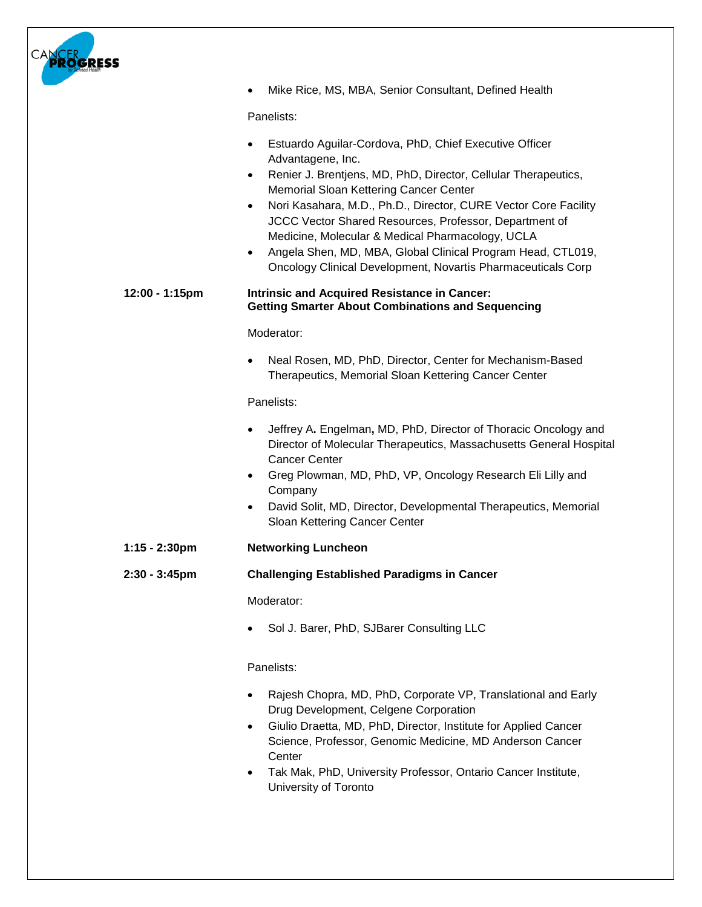- Mike Rice, MS, MBA, Senior Consultant, Defined Health

Panelists:

- Estuardo Aguilar-Cordova, PhD, Chief Executive Officer Advantagene, Inc.
- Renier J. Brentjens, MD, PhD, Director, Cellular Therapeutics, Memorial Sloan Kettering Cancer Center
- Nori Kasahara, M.D., Ph.D., Director, CURE Vector Core Facility JCCC Vector Shared Resources, Professor, Department of Medicine, Molecular & Medical Pharmacology, UCLA
- Angela Shen, MD, MBA, Global Clinical Program Head, CTL019, Oncology Clinical Development, Novartis Pharmaceuticals Corp

**12:00 - 1:15pm** **Intrinsic and Acquired Resistance in Cancer: Getting Smarter About Combinations and Sequencing**

Moderator:

- Neal Rosen, MD, PhD, Director, Center for Mechanism-Based Therapeutics, Memorial Sloan Kettering Cancer Center

Panelists:

- Jeffrey A. Engelman, MD, PhD, Director of Thoracic Oncology and Director of Molecular Therapeutics, Massachusetts General Hospital Cancer Center
- Greg Plowman, MD, PhD, VP, Oncology Research Eli Lilly and Company
- David Solit, MD, Director, Developmental Therapeutics, Memorial Sloan Kettering Cancer Center

**1:15 - 2:30pm** **Networking Luncheon**

**2:30 - 3:45pm** **Challenging Established Paradigms in Cancer**

Moderator:

- Sol J. Barer, PhD, SJBarer Consulting LLC

Panelists:

- Rajesh Chopra, MD, PhD, Corporate VP, Translational and Early Drug Development, Celgene Corporation
- Giulio Draetta, MD, PhD, Director, Institute for Applied Cancer Science, Professor, Genomic Medicine, MD Anderson Cancer Center
- Tak Mak, PhD, University Professor, Ontario Cancer Institute, University of Toronto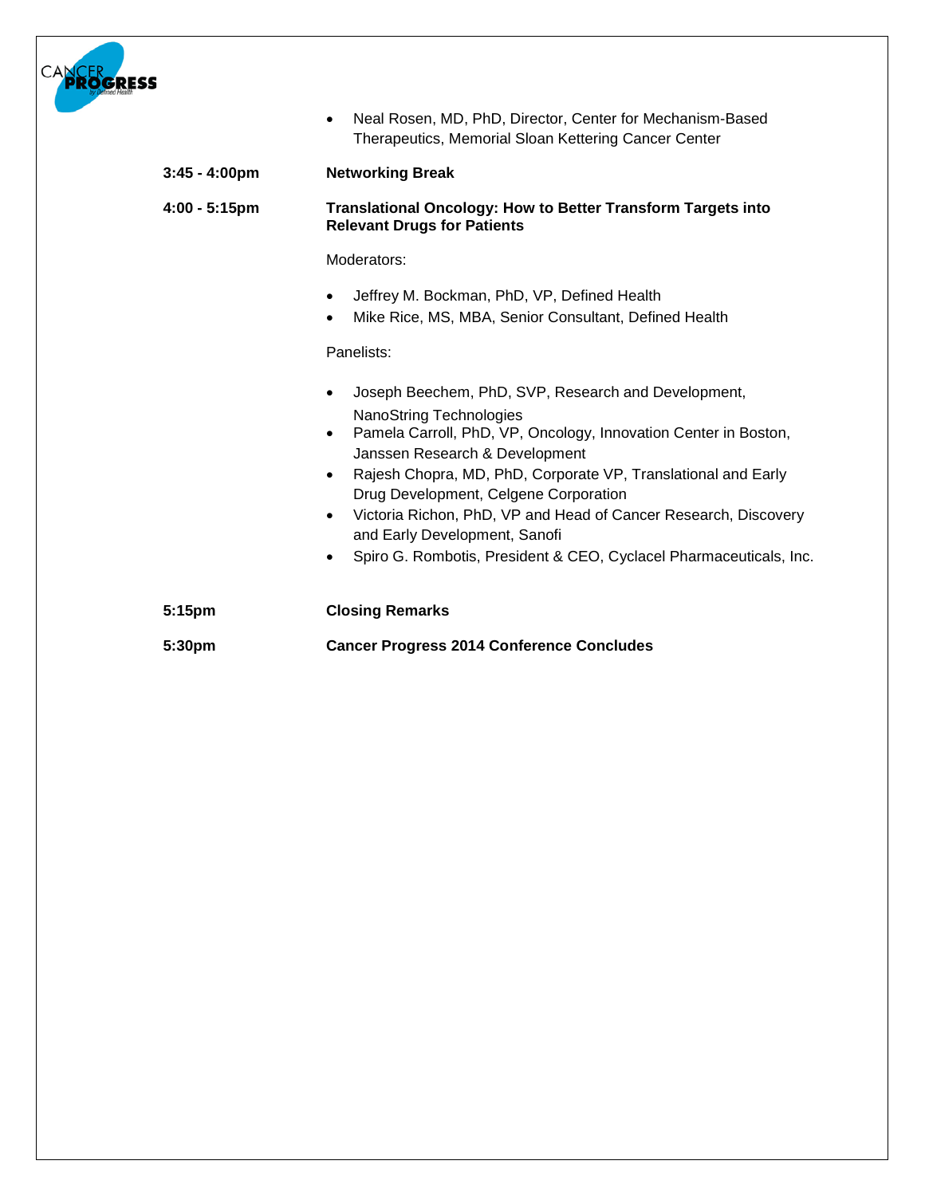- Neal Rosen, MD, PhD, Director, Center for Mechanism-Based Therapeutics, Memorial Sloan Kettering Cancer Center

**3:45 - 4:00pm** **Networking Break**

**4:00 - 5:15pm** **Translational Oncology: How to Better Transform Targets into Relevant Drugs for Patients**

Moderators:

- Jeffrey M. Bockman, PhD, VP, Defined Health
- Mike Rice, MS, MBA, Senior Consultant, Defined Health

Panelists:

- Joseph Beechem, PhD, SVP, Research and Development, NanoString Technologies
- Pamela Carroll, PhD, VP, Oncology, Innovation Center in Boston, Janssen Research & Development
- Rajesh Chopra, MD, PhD, Corporate VP, Translational and Early Drug Development, Celgene Corporation
- Victoria Richon, PhD, VP and Head of Cancer Research, Discovery and Early Development, Sanofi
- Spiro G. Rombotis, President & CEO, Cyclacel Pharmaceuticals, Inc.

**5:15pm** **Closing Remarks**

**5:30pm** **Cancer Progress 2014 Conference Concludes**